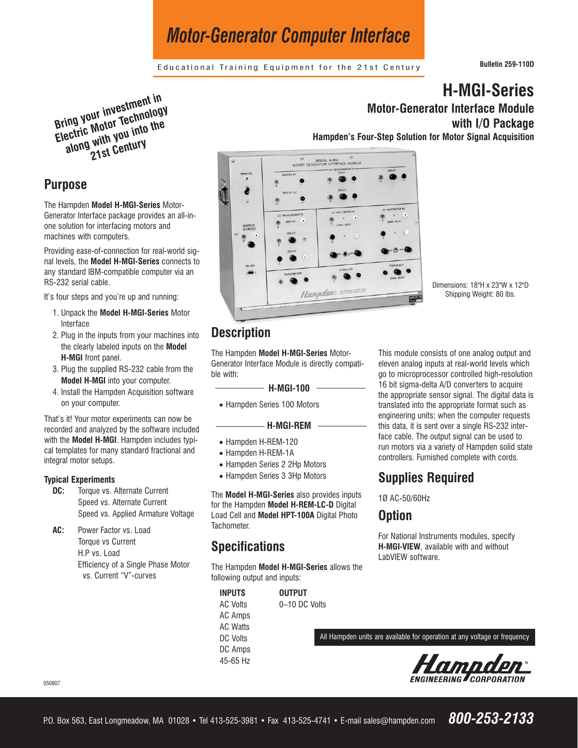# Motor-Generator Computer Interface

Educational Training Equipment for the 21st Century

Bulletin 259-110D

# H-MGI-Series

## Motor-Generator Interface Module with I/O Package

### Hampden's Four-Step Solution for Motor Signal Acquisition

**Bring your investment in Electric Motor Technology along with you into the 21st Century**

Dimensions: 18"H x 23"W x 12"D
Shipping Weight: 80 lbs.

## Purpose

The Hampden **Model H-MGI-Series** Motor-Generator Interface package provides an all-in-one solution for interfacing motors and machines with computers.

Providing ease-of-connection for real-world signal levels, the **Model H-MGI-Series** connects to any standard IBM-compatible computer via an RS-232 serial cable.

It's four steps and you're up and running:

1. Unpack the **Model H-MGI-Series** Motor Interface
2. Plug in the inputs from your machines into the clearly labeled inputs on the **Model H-MGI** front panel.
3. Plug the supplied RS-232 cable from the **Model H-MGI** into your computer.
4. Install the Hampden Acquisition software on your computer.

That's it! Your motor experiments can now be recorded and analyzed by the software included with the **Model H-MGI**. Hampden includes typical templates for many standard fractional and integral motor setups.

### Typical Experiments

**DC:**
- Torque vs. Alternate Current
- Speed vs. Alternate Current
- Speed vs. Applied Armature Voltage

**AC:**
- Power Factor vs. Load
- Torque vs Current
- H.P vs. Load
- Efficiency of a Single Phase Motor vs. Current "V"-curves

## Description

The Hampden **Model H-MGI-Series** Motor-Generator Interface Module is directly compatible with:

**H-MGI-100**

- Hampden Series 100 Motors

**H-MGI-REM**

- Hampden H-REM-120
- Hampden H-REM-1A
- Hampden Series 2 2Hp Motors
- Hampden Series 3 3Hp Motors

The **Model H-MGI-Series** also provides inputs for the Hampden **Model H-REM-LC-D** Digital Load Cell and **Model HPT-100A** Digital Photo Tachometer.

This module consists of one analog output and eleven analog inputs at real-world levels which go to microprocessor controlled high-resolution 16 bit sigma-delta A/D converters to acquire the appropriate sensor signal. The digital data is translated into the appropriate format such as engineering units; when the computer requests this data, it is sent over a single RS-232 interface cable. The output signal can be used to run motors via a variety of Hampden solid state controllers. Furnished complete with cords.

## Specifications

The Hampden **Model H-MGI-Series** allows the following output and inputs:

| INPUTS | OUTPUT |
|---|---|
| AC Volts | 0–10 DC Volts |
| AC Amps | |
| AC Watts | |
| DC Volts | |
| DC Amps | |
| 45-65 Hz | |

## Supplies Required

1Ø AC-50/60Hz

## Option

For National Instruments modules, specify **H-MGI-VIEW**, available with and without LabVIEW software.

All Hampden units are available for operation at any voltage or frequency

Hampden ENGINEERING CORPORATION

050807

P.O. Box 563, East Longmeadow, MA 01028 • Tel 413-525-3981 • Fax 413-525-4741 • E-mail sales@hampden.com **800-253-2133**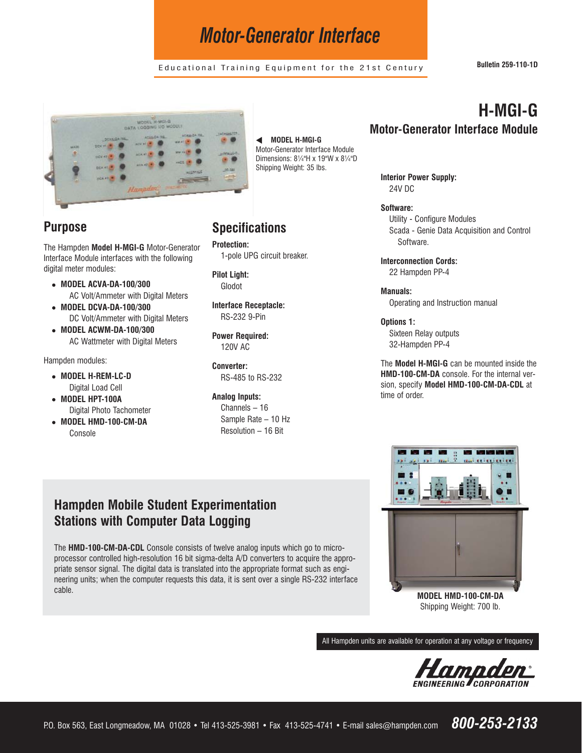# Motor-Generator Interface

Educational Training Equipment for the 21st Century

Bulletin 259-110-1D

# H-MGI-G

## Motor-Generator Interface Module

**MODEL H-MGI-G**
Motor-Generator Interface Module
Dimensions: 8¼"H x 19"W x 8¼"D
Shipping Weight: 35 lbs.

## Purpose

The Hampden **Model H-MGI-G** Motor-Generator Interface Module interfaces with the following digital meter modules:

- **MODEL ACVA-DA-100/300**
  AC Volt/Ammeter with Digital Meters
- **MODEL DCVA-DA-100/300**
  DC Volt/Ammeter with Digital Meters
- **MODEL ACWM-DA-100/300**
  AC Wattmeter with Digital Meters

Hampden modules:

- **MODEL H-REM-LC-D**
  Digital Load Cell
- **MODEL HPT-100A**
  Digital Photo Tachometer
- **MODEL HMD-100-CM-DA**
  Console

## Specifications

**Protection:**
1-pole UPG circuit breaker.

**Pilot Light:**
Glodot

**Interface Receptacle:**
RS-232 9-Pin

**Power Required:**
120V AC

**Converter:**
RS-485 to RS-232

**Analog Inputs:**
Channels – 16
Sample Rate – 10 Hz
Resolution – 16 Bit

**Interior Power Supply:**
24V DC

**Software:**
Utility - Configure Modules
Scada - Genie Data Acquisition and Control Software.

**Interconnection Cords:**
22 Hampden PP-4

**Manuals:**
Operating and Instruction manual

**Options 1:**
Sixteen Relay outputs
32-Hampden PP-4

The **Model H-MGI-G** can be mounted inside the **HMD-100-CM-DA** console. For the internal version, specify **Model HMD-100-CM-DA-CDL** at time of order.

## Hampden Mobile Student Experimentation Stations with Computer Data Logging

The **HMD-100-CM-DA-CDL** Console consists of twelve analog inputs which go to microprocessor controlled high-resolution 16 bit sigma-delta A/D converters to acquire the appropriate sensor signal. The digital data is translated into the appropriate format such as engineering units; when the computer requests this data, it is sent over a single RS-232 interface cable.

**MODEL HMD-100-CM-DA**
Shipping Weight: 700 lb.

All Hampden units are available for operation at any voltage or frequency

Hampden ENGINEERING CORPORATION

P.O. Box 563, East Longmeadow, MA 01028 • Tel 413-525-3981 • Fax 413-525-4741 • E-mail sales@hampden.com **800-253-2133**